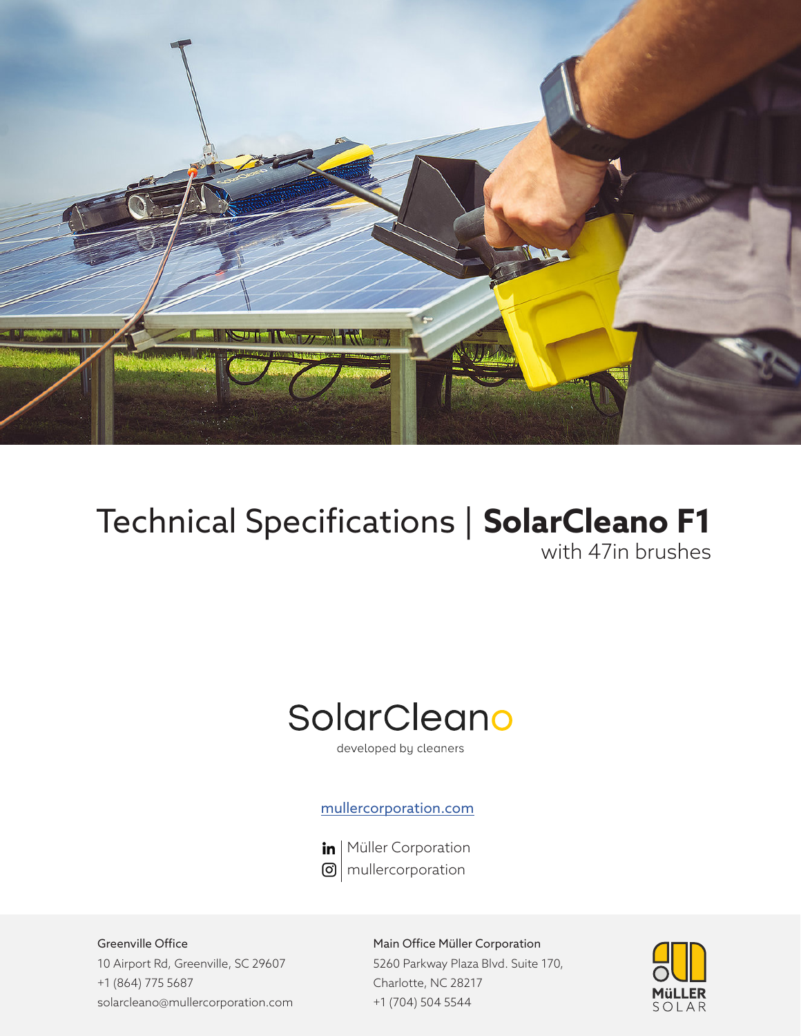# Technical Specifications | **SolarCleano F1**

with 47in brushes

SolarCleano

developed by cleaners

mullercorporation.com

Müller Corporation

mullercorporation

Greenville Office
10 Airport Rd, Greenville, SC 29607
+1 (864) 775 5687
solarcleano@mullercorporation.com

Main Office Müller Corporation
5260 Parkway Plaza Blvd. Suite 170,
Charlotte, NC 28217
+1 (704) 504 5544

MüLLER SOLAR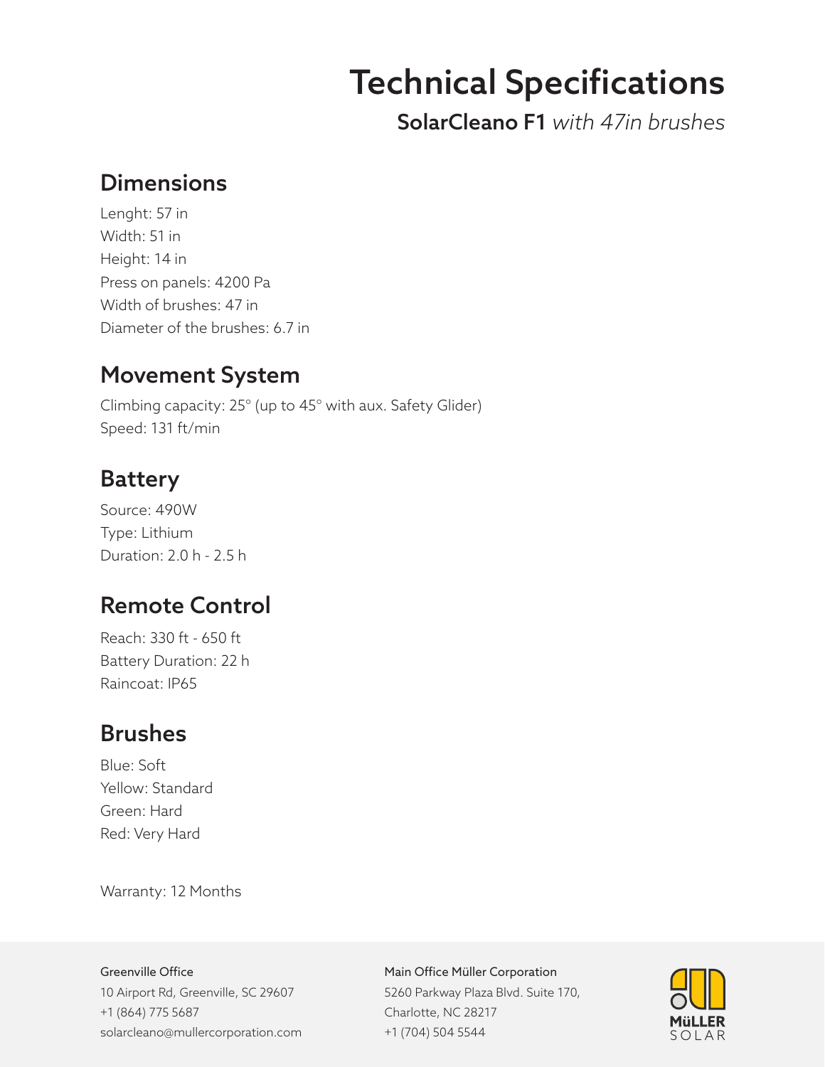# Technical Specifications

**SolarCleano F1** *with 47in brushes*

## Dimensions

Lenght: 57 in
Width: 51 in
Height: 14 in
Press on panels: 4200 Pa
Width of brushes: 47 in
Diameter of the brushes: 6.7 in

## Movement System

Climbing capacity: 25° (up to 45° with aux. Safety Glider)
Speed: 131 ft/min

## Battery

Source: 490W
Type: Lithium
Duration: 2.0 h - 2.5 h

## Remote Control

Reach: 330 ft - 650 ft
Battery Duration: 22 h
Raincoat: IP65

## Brushes

Blue: Soft
Yellow: Standard
Green: Hard
Red: Very Hard

Warranty: 12 Months

Greenville Office
10 Airport Rd, Greenville, SC 29607
+1 (864) 775 5687
solarcleano@mullercorporation.com

Main Office Müller Corporation
5260 Parkway Plaza Blvd. Suite 170,
Charlotte, NC 28217
+1 (704) 504 5544

MüLLER SOLAR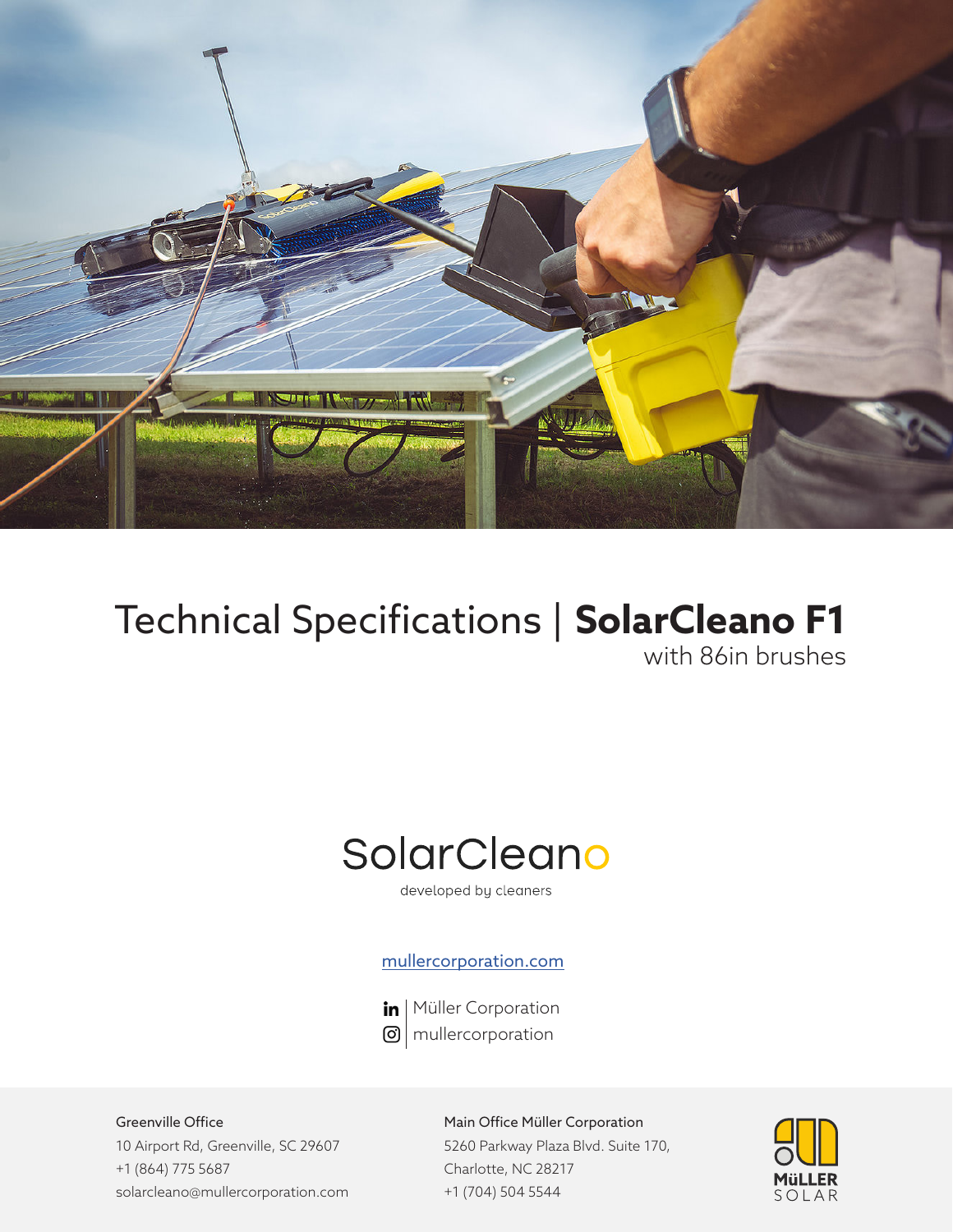# Technical Specifications | **SolarCleano F1**

with 86in brushes

SolarCleano

developed by cleaners

[mullercorporation.com](http://mullercorporation.com)

in | Müller Corporation

mullercorporation

Greenville Office
10 Airport Rd, Greenville, SC 29607
+1 (864) 775 5687
solarcleano@mullercorporation.com

Main Office Müller Corporation
5260 Parkway Plaza Blvd. Suite 170,
Charlotte, NC 28217
+1 (704) 504 5544

MüLLER SOLAR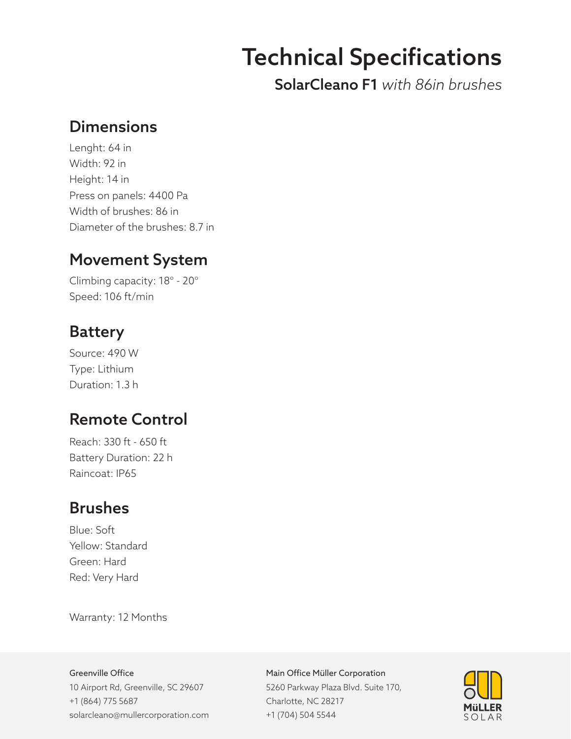# Technical Specifications

**SolarCleano F1** *with 86in brushes*

## Dimensions

Lenght: 64 in
Width: 92 in
Height: 14 in
Press on panels: 4400 Pa
Width of brushes: 86 in
Diameter of the brushes: 8.7 in

## Movement System

Climbing capacity: 18° - 20°
Speed: 106 ft/min

## Battery

Source: 490 W
Type: Lithium
Duration: 1.3 h

## Remote Control

Reach: 330 ft - 650 ft
Battery Duration: 22 h
Raincoat: IP65

## Brushes

Blue: Soft
Yellow: Standard
Green: Hard
Red: Very Hard

Warranty: 12 Months

Greenville Office
10 Airport Rd, Greenville, SC 29607
+1 (864) 775 5687
solarcleano@mullercorporation.com

Main Office Müller Corporation
5260 Parkway Plaza Blvd. Suite 170,
Charlotte, NC 28217
+1 (704) 504 5544

MüLLER SOLAR